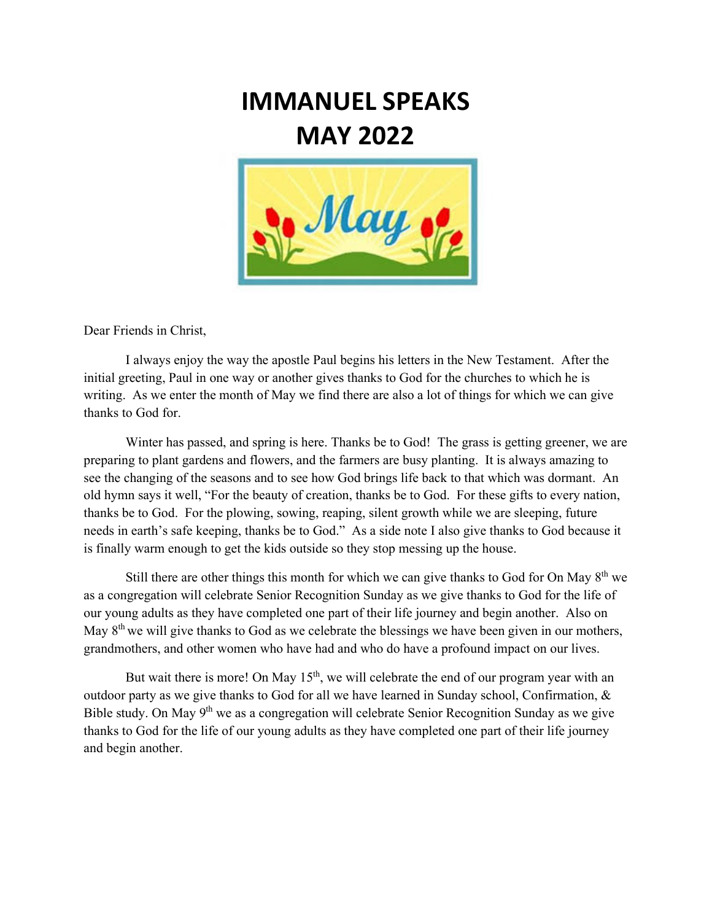# IMMANUEL SPEAKS
# MAY 2022

Dear Friends in Christ,

I always enjoy the way the apostle Paul begins his letters in the New Testament. After the initial greeting, Paul in one way or another gives thanks to God for the churches to which he is writing. As we enter the month of May we find there are also a lot of things for which we can give thanks to God for.

Winter has passed, and spring is here. Thanks be to God! The grass is getting greener, we are preparing to plant gardens and flowers, and the farmers are busy planting. It is always amazing to see the changing of the seasons and to see how God brings life back to that which was dormant. An old hymn says it well, "For the beauty of creation, thanks be to God. For these gifts to every nation, thanks be to God. For the plowing, sowing, reaping, silent growth while we are sleeping, future needs in earth's safe keeping, thanks be to God." As a side note I also give thanks to God because it is finally warm enough to get the kids outside so they stop messing up the house.

Still there are other things this month for which we can give thanks to God for On May 8th we as a congregation will celebrate Senior Recognition Sunday as we give thanks to God for the life of our young adults as they have completed one part of their life journey and begin another. Also on May 8th we will give thanks to God as we celebrate the blessings we have been given in our mothers, grandmothers, and other women who have had and who do have a profound impact on our lives.

But wait there is more! On May 15th, we will celebrate the end of our program year with an outdoor party as we give thanks to God for all we have learned in Sunday school, Confirmation, & Bible study. On May 9th we as a congregation will celebrate Senior Recognition Sunday as we give thanks to God for the life of our young adults as they have completed one part of their life journey and begin another.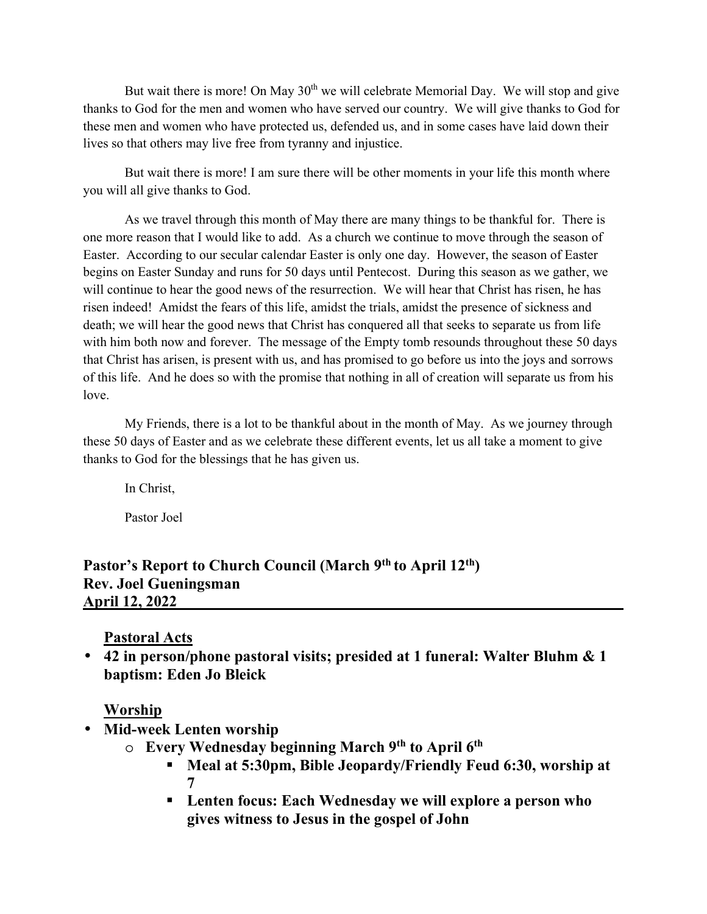But wait there is more! On May 30th we will celebrate Memorial Day. We will stop and give thanks to God for the men and women who have served our country. We will give thanks to God for these men and women who have protected us, defended us, and in some cases have laid down their lives so that others may live free from tyranny and injustice.

But wait there is more! I am sure there will be other moments in your life this month where you will all give thanks to God.

As we travel through this month of May there are many things to be thankful for. There is one more reason that I would like to add. As a church we continue to move through the season of Easter. According to our secular calendar Easter is only one day. However, the season of Easter begins on Easter Sunday and runs for 50 days until Pentecost. During this season as we gather, we will continue to hear the good news of the resurrection. We will hear that Christ has risen, he has risen indeed! Amidst the fears of this life, amidst the trials, amidst the presence of sickness and death; we will hear the good news that Christ has conquered all that seeks to separate us from life with him both now and forever. The message of the Empty tomb resounds throughout these 50 days that Christ has arisen, is present with us, and has promised to go before us into the joys and sorrows of this life. And he does so with the promise that nothing in all of creation will separate us from his love.

My Friends, there is a lot to be thankful about in the month of May. As we journey through these 50 days of Easter and as we celebrate these different events, let us all take a moment to give thanks to God for the blessings that he has given us.

In Christ,

Pastor Joel

## Pastor's Report to Church Council (March 9th to April 12th)
## Rev. Joel Gueningsman
## April 12, 2022

**Pastoral Acts**

- **42 in person/phone pastoral visits; presided at 1 funeral: Walter Bluhm & 1 baptism: Eden Jo Bleick**

**Worship**

- **Mid-week Lenten worship**
  - **Every Wednesday beginning March 9th to April 6th**
    - **Meal at 5:30pm, Bible Jeopardy/Friendly Feud 6:30, worship at 7**
    - **Lenten focus: Each Wednesday we will explore a person who gives witness to Jesus in the gospel of John**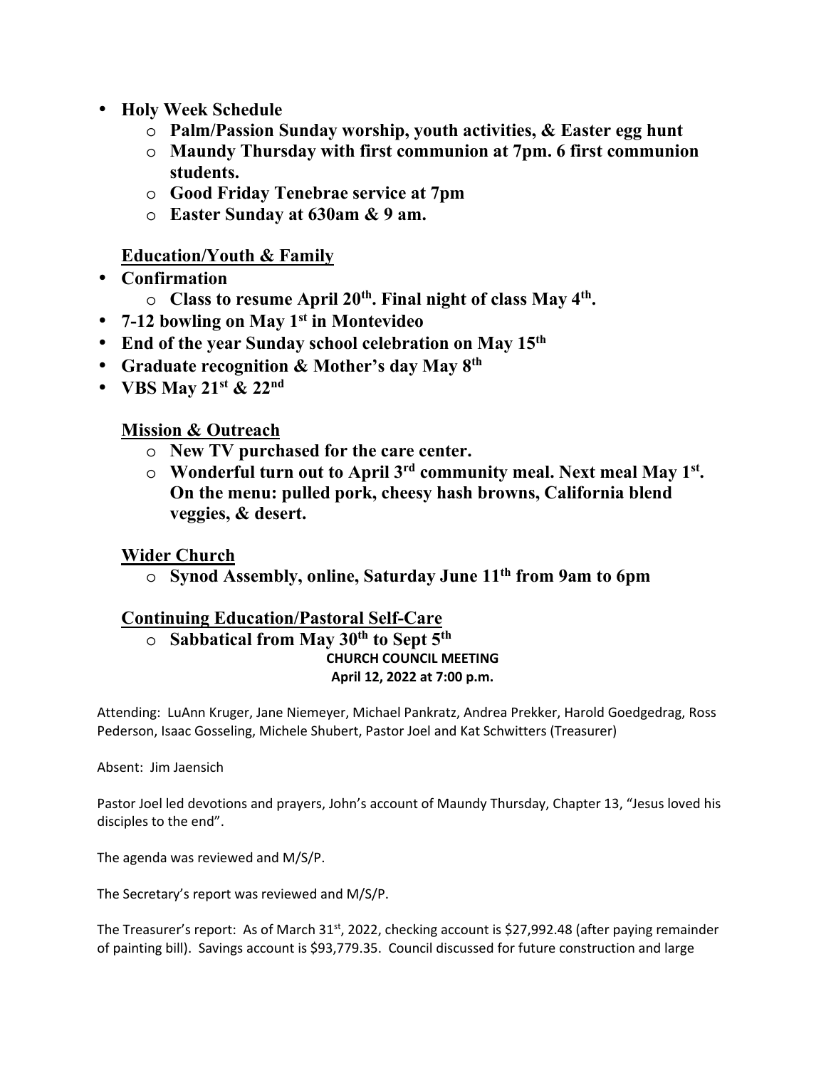- **Holy Week Schedule**
  - **Palm/Passion Sunday worship, youth activities, & Easter egg hunt**
  - **Maundy Thursday with first communion at 7pm. 6 first communion students.**
  - **Good Friday Tenebrae service at 7pm**
  - **Easter Sunday at 630am & 9 am.**

**<u>Education/Youth & Family</u>**

- **Confirmation**
  - **Class to resume April 20th. Final night of class May 4th.**
- **7-12 bowling on May 1st in Montevideo**
- **End of the year Sunday school celebration on May 15th**
- **Graduate recognition & Mother's day May 8th**
- **VBS May 21st & 22nd**

**<u>Mission & Outreach</u>**

- **New TV purchased for the care center.**
- **Wonderful turn out to April 3rd community meal. Next meal May 1st. On the menu: pulled pork, cheesy hash browns, California blend veggies, & desert.**

**<u>Wider Church</u>**

- **Synod Assembly, online, Saturday June 11th from 9am to 6pm**

**<u>Continuing Education/Pastoral Self-Care</u>**

- **Sabbatical from May 30th to Sept 5th**

**CHURCH COUNCIL MEETING**
**April 12, 2022 at 7:00 p.m.**

Attending: LuAnn Kruger, Jane Niemeyer, Michael Pankratz, Andrea Prekker, Harold Goedgedrag, Ross Pederson, Isaac Gosseling, Michele Shubert, Pastor Joel and Kat Schwitters (Treasurer)

Absent: Jim Jaensich

Pastor Joel led devotions and prayers, John's account of Maundy Thursday, Chapter 13, "Jesus loved his disciples to the end".

The agenda was reviewed and M/S/P.

The Secretary's report was reviewed and M/S/P.

The Treasurer's report: As of March 31st, 2022, checking account is $27,992.48 (after paying remainder of painting bill). Savings account is $93,779.35. Council discussed for future construction and large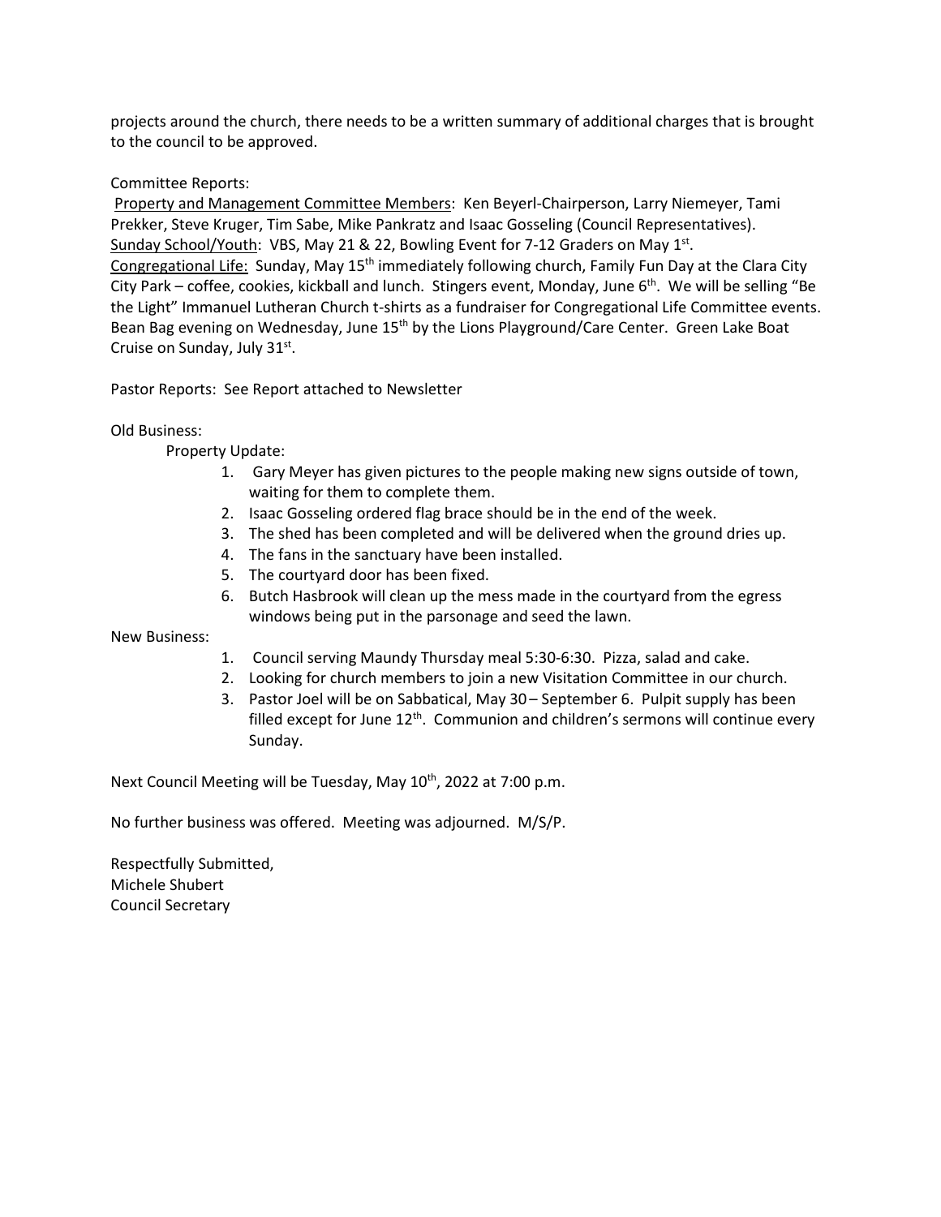projects around the church, there needs to be a written summary of additional charges that is brought to the council to be approved.

Committee Reports:
Property and Management Committee Members: Ken Beyerl-Chairperson, Larry Niemeyer, Tami Prekker, Steve Kruger, Tim Sabe, Mike Pankratz and Isaac Gosseling (Council Representatives).
Sunday School/Youth: VBS, May 21 & 22, Bowling Event for 7-12 Graders on May 1st.
Congregational Life: Sunday, May 15th immediately following church, Family Fun Day at the Clara City City Park – coffee, cookies, kickball and lunch. Stingers event, Monday, June 6th. We will be selling "Be the Light" Immanuel Lutheran Church t-shirts as a fundraiser for Congregational Life Committee events. Bean Bag evening on Wednesday, June 15th by the Lions Playground/Care Center. Green Lake Boat Cruise on Sunday, July 31st.

Pastor Reports: See Report attached to Newsletter

Old Business:

Property Update:

1. Gary Meyer has given pictures to the people making new signs outside of town, waiting for them to complete them.
2. Isaac Gosseling ordered flag brace should be in the end of the week.
3. The shed has been completed and will be delivered when the ground dries up.
4. The fans in the sanctuary have been installed.
5. The courtyard door has been fixed.
6. Butch Hasbrook will clean up the mess made in the courtyard from the egress windows being put in the parsonage and seed the lawn.

New Business:

1. Council serving Maundy Thursday meal 5:30-6:30. Pizza, salad and cake.
2. Looking for church members to join a new Visitation Committee in our church.
3. Pastor Joel will be on Sabbatical, May 30 – September 6. Pulpit supply has been filled except for June 12th. Communion and children's sermons will continue every Sunday.

Next Council Meeting will be Tuesday, May 10th, 2022 at 7:00 p.m.

No further business was offered. Meeting was adjourned. M/S/P.

Respectfully Submitted,
Michele Shubert
Council Secretary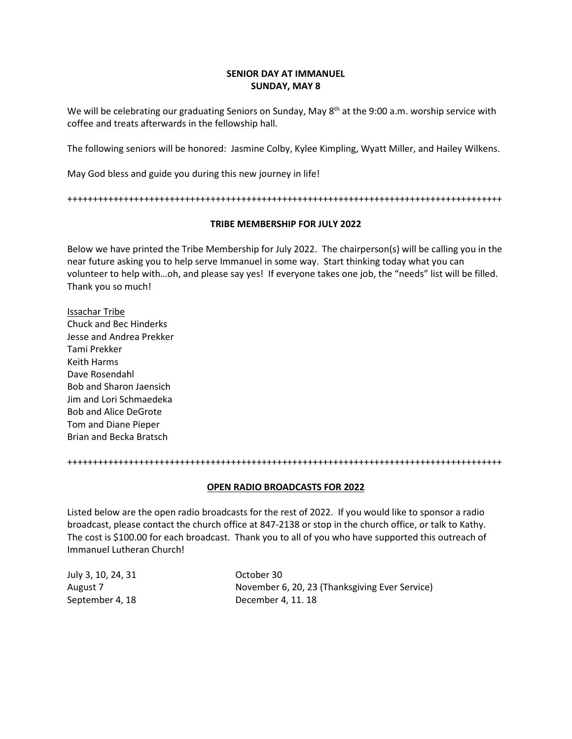**SENIOR DAY AT IMMANUEL**
**SUNDAY, MAY 8**

We will be celebrating our graduating Seniors on Sunday, May 8th at the 9:00 a.m. worship service with coffee and treats afterwards in the fellowship hall.

The following seniors will be honored: Jasmine Colby, Kylee Kimpling, Wyatt Miller, and Hailey Wilkens.

May God bless and guide you during this new journey in life!

++++++++++++++++++++++++++++++++++++++++++++++++++++++++++++++++++++++++++++++++++++++

**TRIBE MEMBERSHIP FOR JULY 2022**

Below we have printed the Tribe Membership for July 2022. The chairperson(s) will be calling you in the near future asking you to help serve Immanuel in some way. Start thinking today what you can volunteer to help with…oh, and please say yes! If everyone takes one job, the "needs" list will be filled. Thank you so much!

<u>Issachar Tribe</u>
Chuck and Bec Hinderks
Jesse and Andrea Prekker
Tami Prekker
Keith Harms
Dave Rosendahl
Bob and Sharon Jaensich
Jim and Lori Schmaedeka
Bob and Alice DeGrote
Tom and Diane Pieper
Brian and Becka Bratsch

++++++++++++++++++++++++++++++++++++++++++++++++++++++++++++++++++++++++++++++++++++++

**<u>OPEN RADIO BROADCASTS FOR 2022</u>**

Listed below are the open radio broadcasts for the rest of 2022. If you would like to sponsor a radio broadcast, please contact the church office at 847-2138 or stop in the church office, or talk to Kathy. The cost is $100.00 for each broadcast. Thank you to all of you who have supported this outreach of Immanuel Lutheran Church!

July 3, 10, 24, 31
August 7
September 4, 18
October 30
November 6, 20, 23 (Thanksgiving Ever Service)
December 4, 11. 18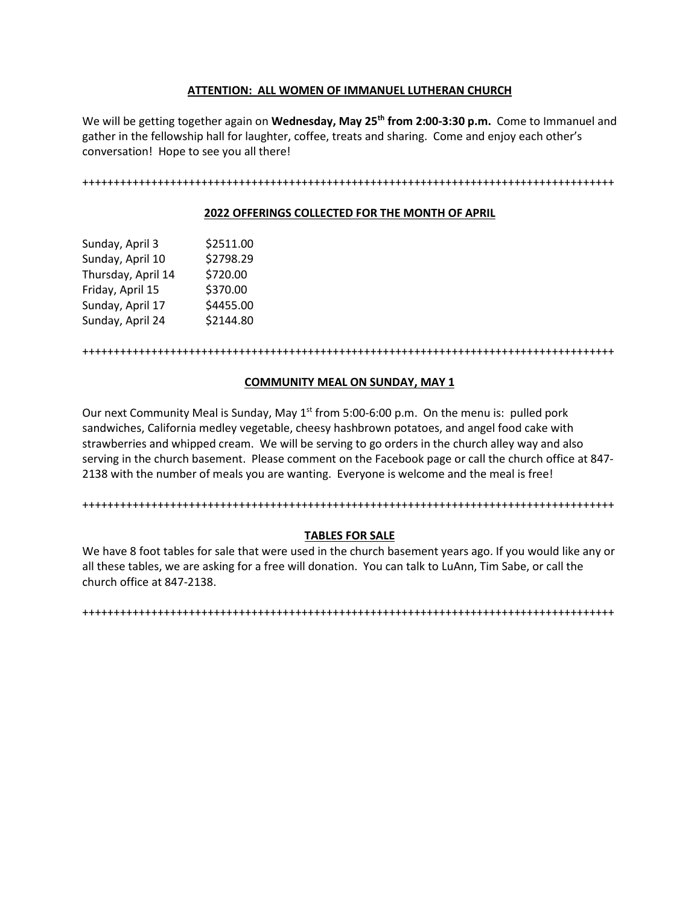## ATTENTION: ALL WOMEN OF IMMANUEL LUTHERAN CHURCH

We will be getting together again on **Wednesday, May 25th from 2:00-3:30 p.m.** Come to Immanuel and gather in the fellowship hall for laughter, coffee, treats and sharing. Come and enjoy each other's conversation! Hope to see you all there!

++++++++++++++++++++++++++++++++++++++++++++++++++++++++++++++++++++++++++++++++++++++

## 2022 OFFERINGS COLLECTED FOR THE MONTH OF APRIL

| | |
|---|---|
| Sunday, April 3 | $2511.00 |
| Sunday, April 10 | $2798.29 |
| Thursday, April 14 | $720.00 |
| Friday, April 15 | $370.00 |
| Sunday, April 17 | $4455.00 |
| Sunday, April 24 | $2144.80 |

++++++++++++++++++++++++++++++++++++++++++++++++++++++++++++++++++++++++++++++++++++++

## COMMUNITY MEAL ON SUNDAY, MAY 1

Our next Community Meal is Sunday, May 1st from 5:00-6:00 p.m. On the menu is: pulled pork sandwiches, California medley vegetable, cheesy hashbrown potatoes, and angel food cake with strawberries and whipped cream. We will be serving to go orders in the church alley way and also serving in the church basement. Please comment on the Facebook page or call the church office at 847-2138 with the number of meals you are wanting. Everyone is welcome and the meal is free!

++++++++++++++++++++++++++++++++++++++++++++++++++++++++++++++++++++++++++++++++++++++

## TABLES FOR SALE

We have 8 foot tables for sale that were used in the church basement years ago. If you would like any or all these tables, we are asking for a free will donation. You can talk to LuAnn, Tim Sabe, or call the church office at 847-2138.

++++++++++++++++++++++++++++++++++++++++++++++++++++++++++++++++++++++++++++++++++++++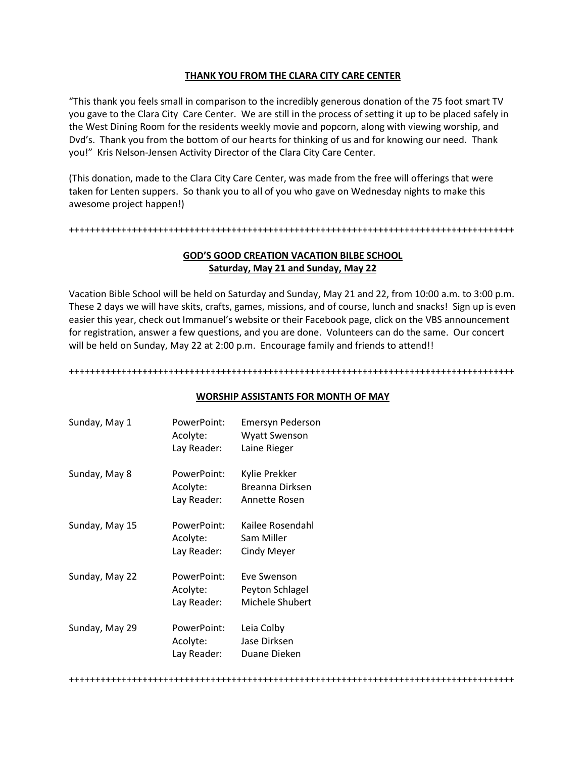**THANK YOU FROM THE CLARA CITY CARE CENTER**

"This thank you feels small in comparison to the incredibly generous donation of the 75 foot smart TV you gave to the Clara City Care Center. We are still in the process of setting it up to be placed safely in the West Dining Room for the residents weekly movie and popcorn, along with viewing worship, and Dvd's. Thank you from the bottom of our hearts for thinking of us and for knowing our need. Thank you!" Kris Nelson-Jensen Activity Director of the Clara City Care Center.

(This donation, made to the Clara City Care Center, was made from the free will offerings that were taken for Lenten suppers. So thank you to all of you who gave on Wednesday nights to make this awesome project happen!)

++++++++++++++++++++++++++++++++++++++++++++++++++++++++++++++++++++++++++++++++++++++

**GOD'S GOOD CREATION VACATION BILBE SCHOOL**
**Saturday, May 21 and Sunday, May 22**

Vacation Bible School will be held on Saturday and Sunday, May 21 and 22, from 10:00 a.m. to 3:00 p.m. These 2 days we will have skits, crafts, games, missions, and of course, lunch and snacks! Sign up is even easier this year, check out Immanuel's website or their Facebook page, click on the VBS announcement for registration, answer a few questions, and you are done. Volunteers can do the same. Our concert will be held on Sunday, May 22 at 2:00 p.m. Encourage family and friends to attend!!

++++++++++++++++++++++++++++++++++++++++++++++++++++++++++++++++++++++++++++++++++++++

**WORSHIP ASSISTANTS FOR MONTH OF MAY**

| | | |
|---|---|---|
| Sunday, May 1 | PowerPoint: | Emersyn Pederson |
| | Acolyte: | Wyatt Swenson |
| | Lay Reader: | Laine Rieger |
| Sunday, May 8 | PowerPoint: | Kylie Prekker |
| | Acolyte: | Breanna Dirksen |
| | Lay Reader: | Annette Rosen |
| Sunday, May 15 | PowerPoint: | Kailee Rosendahl |
| | Acolyte: | Sam Miller |
| | Lay Reader: | Cindy Meyer |
| Sunday, May 22 | PowerPoint: | Eve Swenson |
| | Acolyte: | Peyton Schlagel |
| | Lay Reader: | Michele Shubert |
| Sunday, May 29 | PowerPoint: | Leia Colby |
| | Acolyte: | Jase Dirksen |
| | Lay Reader: | Duane Dieken |

++++++++++++++++++++++++++++++++++++++++++++++++++++++++++++++++++++++++++++++++++++++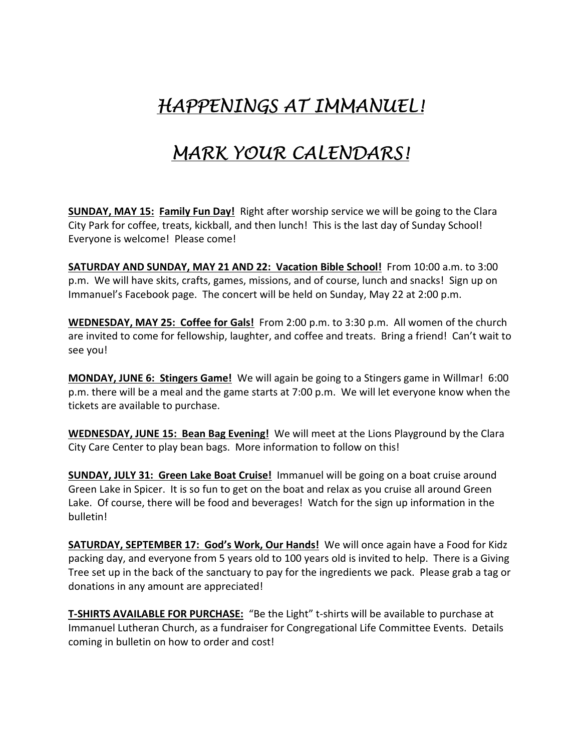# *HAPPENINGS AT IMMANUEL!*

# *MARK YOUR CALENDARS!*

**SUNDAY, MAY 15: Family Fun Day!** Right after worship service we will be going to the Clara City Park for coffee, treats, kickball, and then lunch! This is the last day of Sunday School! Everyone is welcome! Please come!

**SATURDAY AND SUNDAY, MAY 21 AND 22: Vacation Bible School!** From 10:00 a.m. to 3:00 p.m. We will have skits, crafts, games, missions, and of course, lunch and snacks! Sign up on Immanuel's Facebook page. The concert will be held on Sunday, May 22 at 2:00 p.m.

**WEDNESDAY, MAY 25: Coffee for Gals!** From 2:00 p.m. to 3:30 p.m. All women of the church are invited to come for fellowship, laughter, and coffee and treats. Bring a friend! Can't wait to see you!

**MONDAY, JUNE 6: Stingers Game!** We will again be going to a Stingers game in Willmar! 6:00 p.m. there will be a meal and the game starts at 7:00 p.m. We will let everyone know when the tickets are available to purchase.

**WEDNESDAY, JUNE 15: Bean Bag Evening!** We will meet at the Lions Playground by the Clara City Care Center to play bean bags. More information to follow on this!

**SUNDAY, JULY 31: Green Lake Boat Cruise!** Immanuel will be going on a boat cruise around Green Lake in Spicer. It is so fun to get on the boat and relax as you cruise all around Green Lake. Of course, there will be food and beverages! Watch for the sign up information in the bulletin!

**SATURDAY, SEPTEMBER 17: God's Work, Our Hands!** We will once again have a Food for Kidz packing day, and everyone from 5 years old to 100 years old is invited to help. There is a Giving Tree set up in the back of the sanctuary to pay for the ingredients we pack. Please grab a tag or donations in any amount are appreciated!

**T-SHIRTS AVAILABLE FOR PURCHASE:** "Be the Light" t-shirts will be available to purchase at Immanuel Lutheran Church, as a fundraiser for Congregational Life Committee Events. Details coming in bulletin on how to order and cost!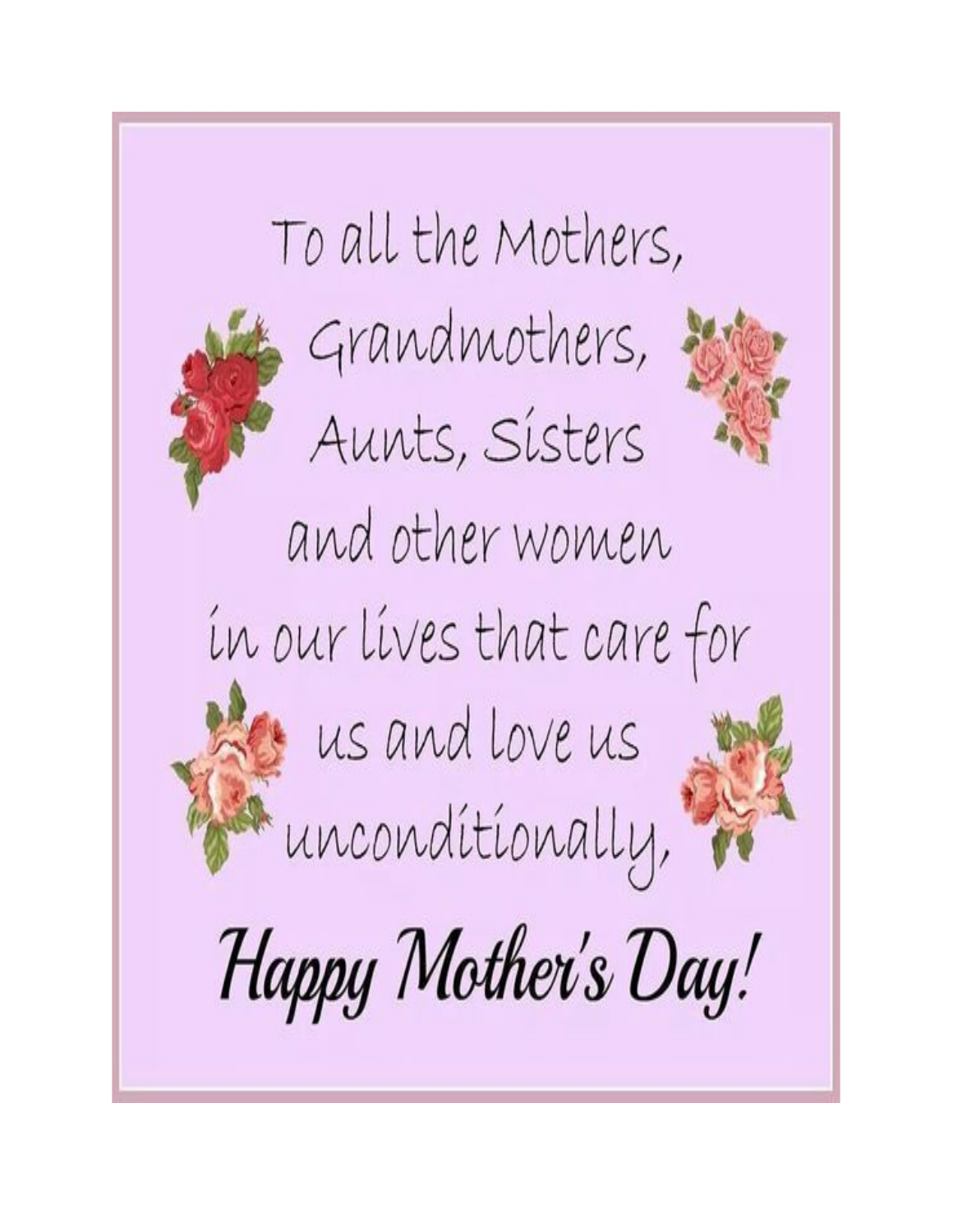To all the Mothers,
Grandmothers,
Aunts, Sisters
and other women
in our lives that care for
us and love us
unconditionally,

**Happy Mother's Day!**